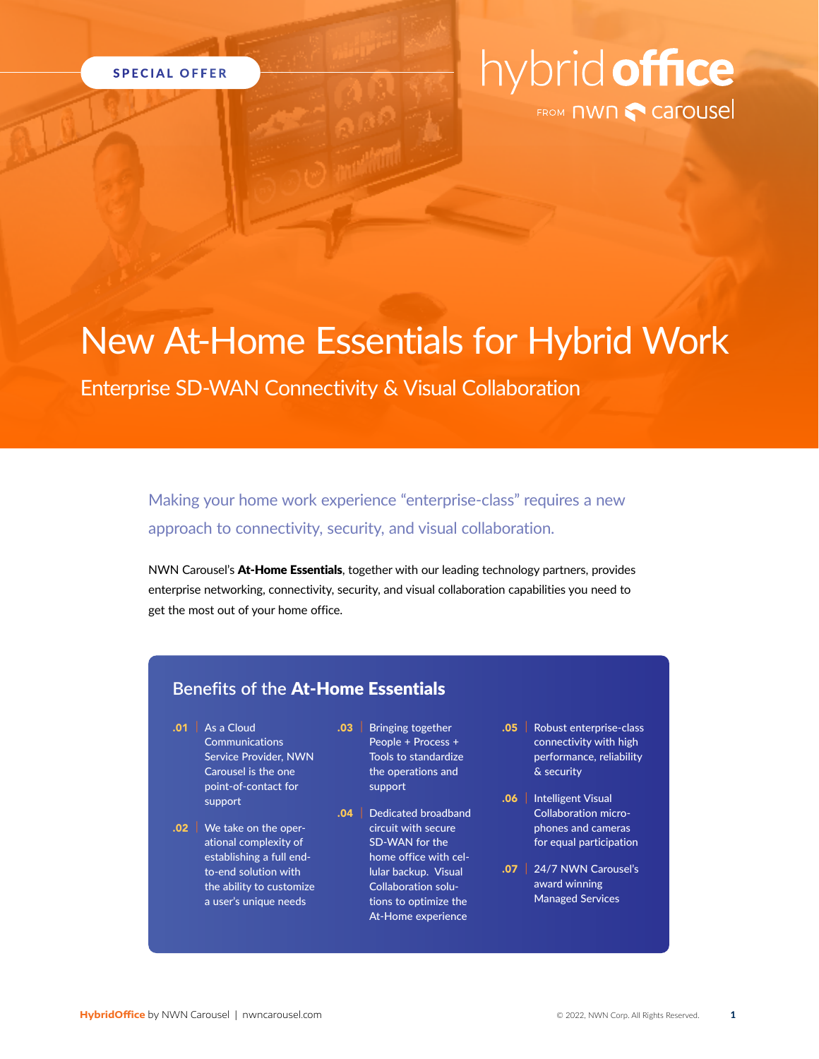SPECIAL OFFER

hybrid office FROM nwn carousel

# New At-Home Essentials for Hybrid Work

## Enterprise SD-WAN Connectivity & Visual Collaboration

Making your home work experience “enterprise-class” requires a new approach to connectivity, security, and visual collaboration.

NWN Carousel’s **At-Home Essentials**, together with our leading technology partners, provides enterprise networking, connectivity, security, and visual collaboration capabilities you need to get the most out of your home office.

### Benefits of the **At-Home Essentials**

**.01** As a Cloud Communications Service Provider, NWN Carousel is the one point-of-contact for support

**.02** We take on the operational complexity of establishing a full end-to-end solution with the ability to customize a user’s unique needs

**.03** Bringing together People + Process + Tools to standardize the operations and support

**.04** Dedicated broadband circuit with secure SD-WAN for the home office with cellular backup. Visual Collaboration solutions to optimize the At-Home experience

**.05** Robust enterprise-class connectivity with high performance, reliability & security

**.06** Intelligent Visual Collaboration microphones and cameras for equal participation

**.07** 24/7 NWN Carousel’s award winning Managed Services

**HybridOffice** by NWN Carousel | nwncarousel.com

© 2022, NWN Corp. All Rights Reserved.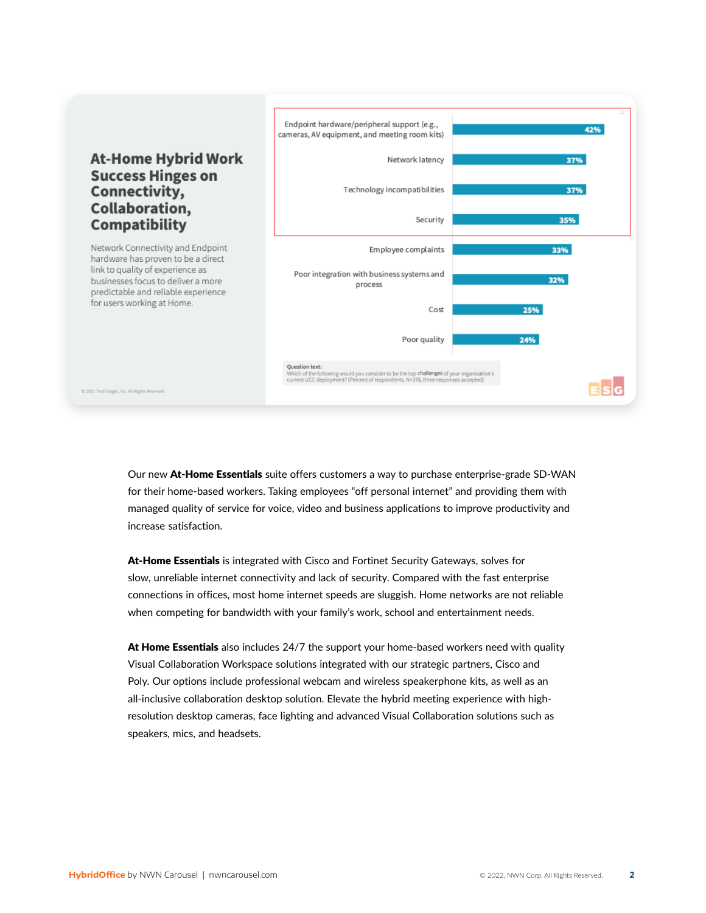## At-Home Hybrid Work Success Hinges on Connectivity, Collaboration, Compatibility

Network Connectivity and Endpoint hardware has proven to be a direct link to quality of experience as businesses focus to deliver a more predictable and reliable experience for users working at Home.

| Challenge | Percent of respondents |
| --- | --- |
| Endpoint hardware/peripheral support (e.g., cameras, AV equipment, and meeting room kits) | 42% |
| Network latency | 37% |
| Technology incompatibilities | 37% |
| Security | 35% |
| Employee complaints | 33% |
| Poor integration with business systems and process | 32% |
| Cost | 25% |
| Poor quality | 24% |

**Question text:**
Which of the following would you consider to be the top challenges of your organization's current UCC deployment? (Percent of respondents, N=378, three responses accepted)

© 2021 TechTarget, Inc. All Rights Reserved.

Our new **At-Home Essentials** suite offers customers a way to purchase enterprise-grade SD-WAN for their home-based workers. Taking employees "off personal internet" and providing them with managed quality of service for voice, video and business applications to improve productivity and increase satisfaction.

**At-Home Essentials** is integrated with Cisco and Fortinet Security Gateways, solves for slow, unreliable internet connectivity and lack of security. Compared with the fast enterprise connections in offices, most home internet speeds are sluggish. Home networks are not reliable when competing for bandwidth with your family's work, school and entertainment needs.

**At Home Essentials** also includes 24/7 the support your home-based workers need with quality Visual Collaboration Workspace solutions integrated with our strategic partners, Cisco and Poly. Our options include professional webcam and wireless speakerphone kits, as well as an all-inclusive collaboration desktop solution. Elevate the hybrid meeting experience with high-resolution desktop cameras, face lighting and advanced Visual Collaboration solutions such as speakers, mics, and headsets.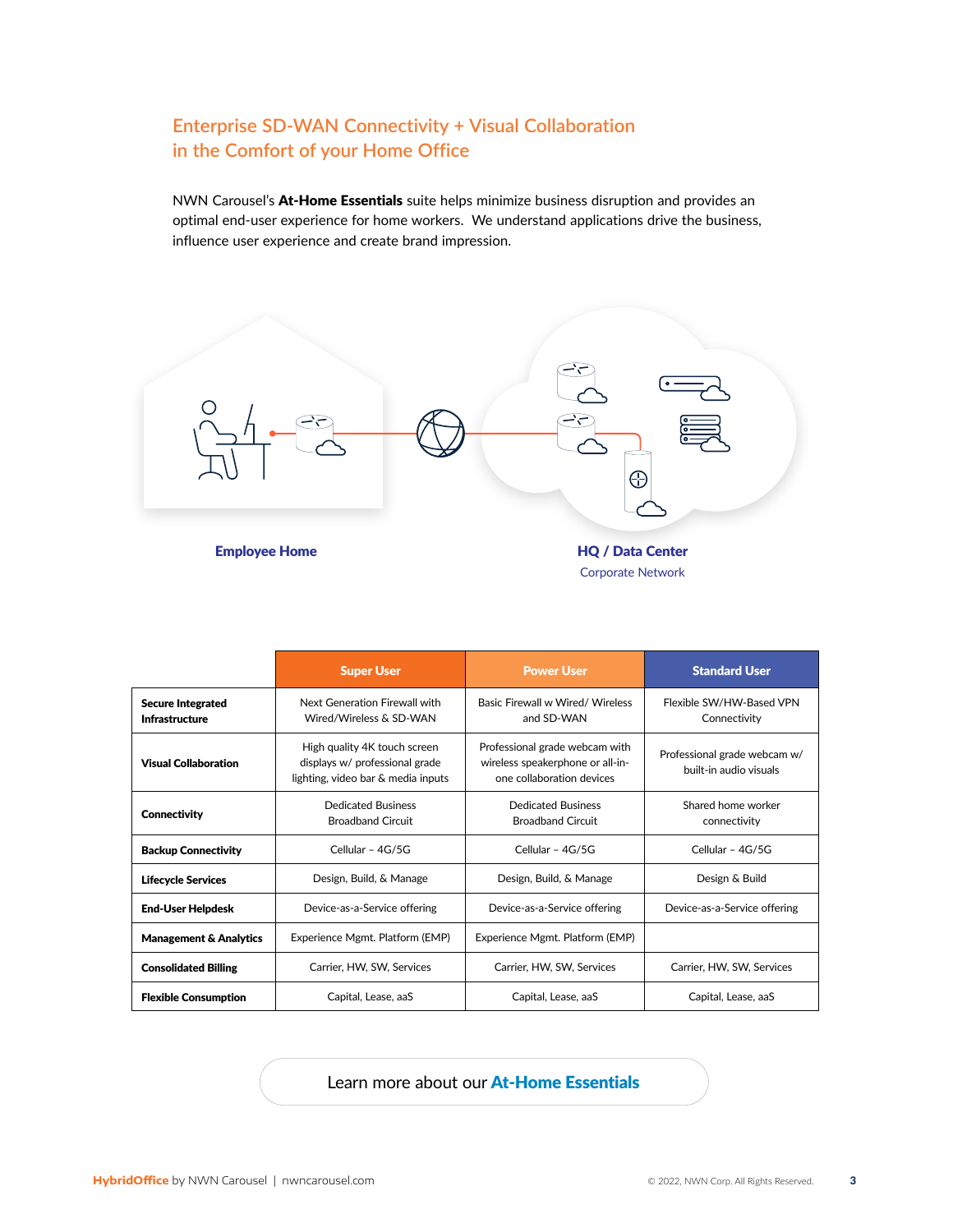## Enterprise SD-WAN Connectivity + Visual Collaboration in the Comfort of your Home Office

NWN Carousel's **At-Home Essentials** suite helps minimize business disruption and provides an optimal end-user experience for home workers. We understand applications drive the business, influence user experience and create brand impression.

Employee Home

HQ / Data Center

Corporate Network

| | Super User | Power User | Standard User |
|---|---|---|---|
| **Secure Integrated Infrastructure** | Next Generation Firewall with Wired/Wireless & SD-WAN | Basic Firewall w Wired/ Wireless and SD-WAN | Flexible SW/HW-Based VPN Connectivity |
| **Visual Collaboration** | High quality 4K touch screen displays w/ professional grade lighting, video bar & media inputs | Professional grade webcam with wireless speakerphone or all-in-one collaboration devices | Professional grade webcam w/ built-in audio visuals |
| **Connectivity** | Dedicated Business Broadband Circuit | Dedicated Business Broadband Circuit | Shared home worker connectivity |
| **Backup Connectivity** | Cellular – 4G/5G | Cellular – 4G/5G | Cellular – 4G/5G |
| **Lifecycle Services** | Design, Build, & Manage | Design, Build, & Manage | Design & Build |
| **End-User Helpdesk** | Device-as-a-Service offering | Device-as-a-Service offering | Device-as-a-Service offering |
| **Management & Analytics** | Experience Mgmt. Platform (EMP) | Experience Mgmt. Platform (EMP) | |
| **Consolidated Billing** | Carrier, HW, SW, Services | Carrier, HW, SW, Services | Carrier, HW, SW, Services |
| **Flexible Consumption** | Capital, Lease, aaS | Capital, Lease, aaS | Capital, Lease, aaS |

Learn more about our **At-Home Essentials**

**HybridOffice** by NWN Carousel | nwncarousel.com

© 2022, NWN Corp. All Rights Reserved.